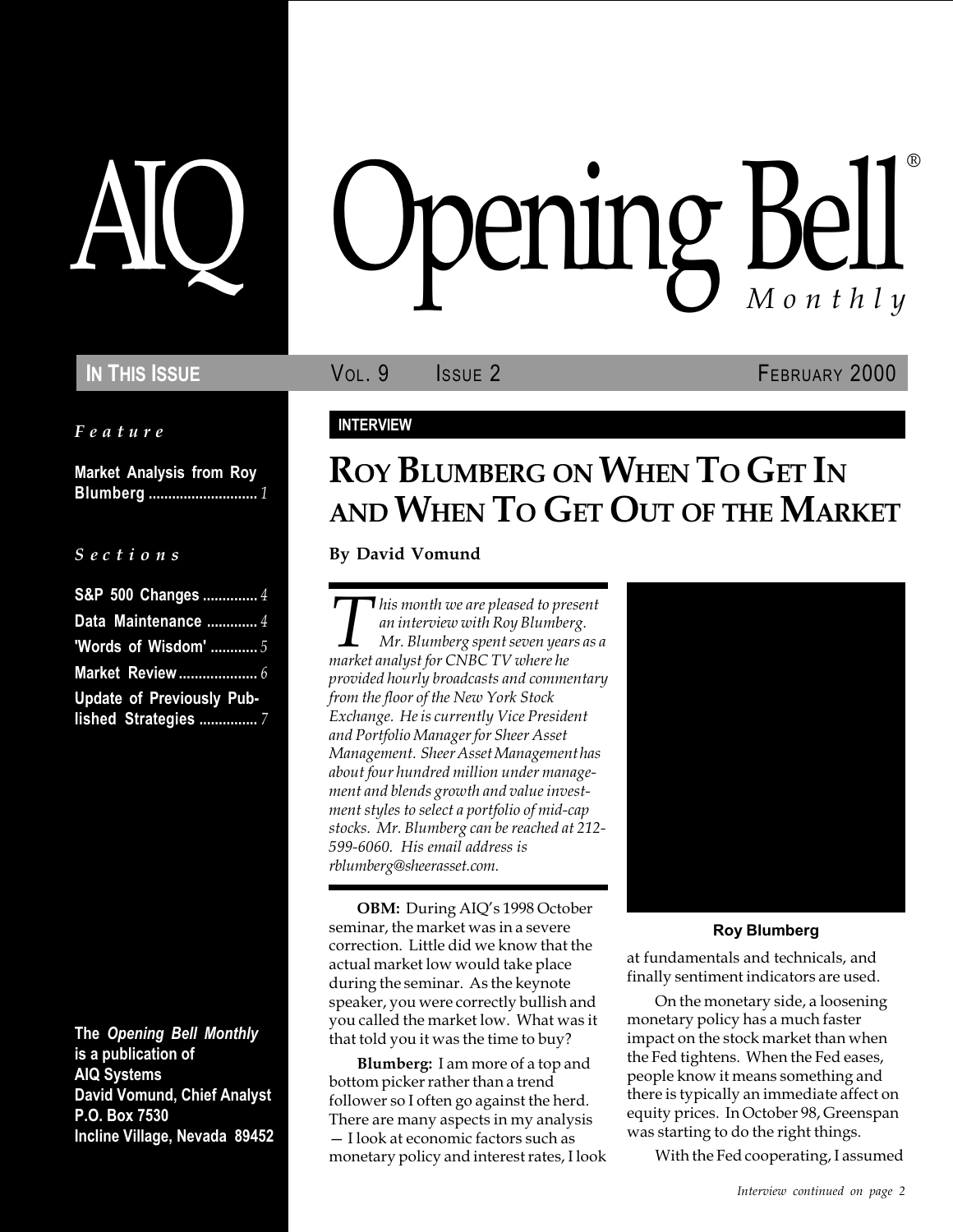# AIQ Opening Bell® Monthly

**In This Issue** Vol. 9 Issue 2 February 2000

*Feature*

Market Analysis from Roy Blumberg ............ 1

*Sections*

S&P 500 Changes .............. 4
Data Maintenance ............. 4
'Words of Wisdom' ............ 5
Market Review .................... 6
Update of Previously Published Strategies ............... 7

The *Opening Bell Monthly* is a publication of AIQ Systems
David Vomund, Chief Analyst
P.O. Box 7530
Incline Village, Nevada 89452

**INTERVIEW**

## Roy Blumberg on When To Get In and When To Get Out of the Market

**By David Vomund**

*This month we are pleased to present an interview with Roy Blumberg. Mr. Blumberg spent seven years as a market analyst for CNBC TV where he provided hourly broadcasts and commentary from the floor of the New York Stock Exchange. He is currently Vice President and Portfolio Manager for Sheer Asset Management. Sheer Asset Management has about four hundred million under management and blends growth and value investment styles to select a portfolio of mid-cap stocks. Mr. Blumberg can be reached at 212-599-6060. His email address is rblumberg@sheerasset.com.*

Roy Blumberg

**OBM:** During AIQ's 1998 October seminar, the market was in a severe correction. Little did we know that the actual market low would take place during the seminar. As the keynote speaker, you were correctly bullish and you called the market low. What was it that told you it was the time to buy?

**Blumberg:** I am more of a top and bottom picker rather than a trend follower so I often go against the herd. There are many aspects in my analysis — I look at economic factors such as monetary policy and interest rates, I look at fundamentals and technicals, and finally sentiment indicators are used.

On the monetary side, a loosening monetary policy has a much faster impact on the stock market than when the Fed tightens. When the Fed eases, people know it means something and there is typically an immediate affect on equity prices. In October 98, Greenspan was starting to do the right things.

With the Fed cooperating, I assumed

*Interview continued on page 2*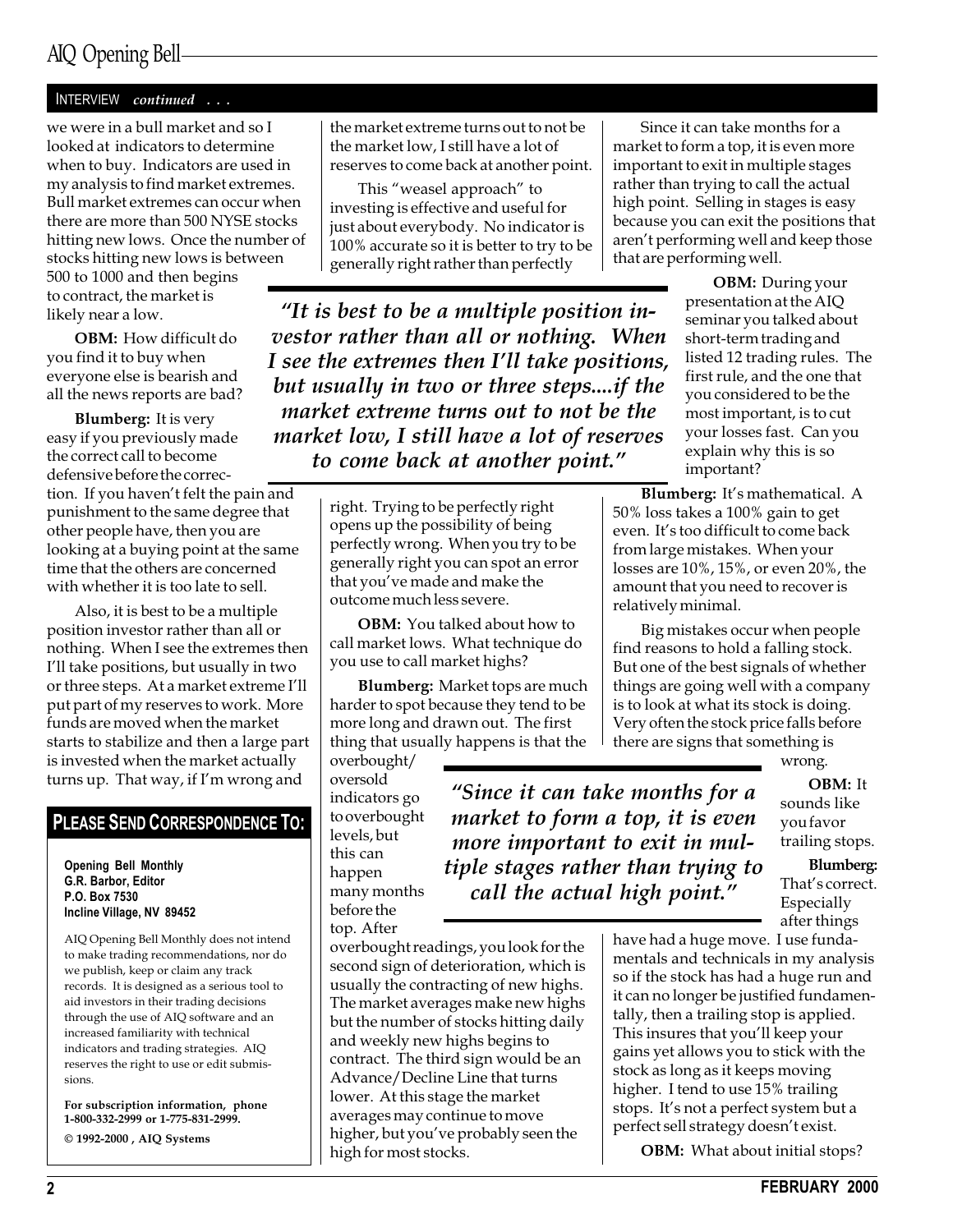INTERVIEW *continued . . .*

we were in a bull market and so I looked at indicators to determine when to buy. Indicators are used in my analysis to find market extremes. Bull market extremes can occur when there are more than 500 NYSE stocks hitting new lows. Once the number of stocks hitting new lows is between 500 to 1000 and then begins to contract, the market is likely near a low.

**OBM:** How difficult do you find it to buy when everyone else is bearish and all the news reports are bad?

**Blumberg:** It is very easy if you previously made the correct call to become defensive before the correction. If you haven't felt the pain and punishment to the same degree that other people have, then you are looking at a buying point at the same time that the others are concerned with whether it is too late to sell.

Also, it is best to be a multiple position investor rather than all or nothing. When I see the extremes then I'll take positions, but usually in two or three steps. At a market extreme I'll put part of my reserves to work. More funds are moved when the market starts to stabilize and then a large part is invested when the market actually turns up. That way, if I'm wrong and the market extreme turns out to not be the market low, I still have a lot of reserves to come back at another point.

This "weasel approach" to investing is effective and useful for just about everybody. No indicator is 100% accurate so it is better to try to be generally right rather than perfectly right. Trying to be perfectly right opens up the possibility of being perfectly wrong. When you try to be generally right you can spot an error that you've made and make the outcome much less severe.

> ***"It is best to be a multiple position investor rather than all or nothing. When I see the extremes then I'll take positions, but usually in two or three steps....if the market extreme turns out to not be the market low, I still have a lot of reserves to come back at another point."***

**OBM:** You talked about how to call market lows. What technique do you use to call market highs?

**Blumberg:** Market tops are much harder to spot because they tend to be more long and drawn out. The first thing that usually happens is that the overbought/oversold indicators go to overbought levels, but this can happen many months before the top. After overbought readings, you look for the second sign of deterioration, which is usually the contracting of new highs. The market averages make new highs but the number of stocks hitting daily and weekly new highs begins to contract. The third sign would be an Advance/Decline Line that turns lower. At this stage the market averages may continue to move higher, but you've probably seen the high for most stocks.

> ***"Since it can take months for a market to form a top, it is even more important to exit in multiple stages rather than trying to call the actual high point."***

Since it can take months for a market to form a top, it is even more important to exit in multiple stages rather than trying to call the actual high point. Selling in stages is easy because you can exit the positions that aren't performing well and keep those that are performing well.

**OBM:** During your presentation at the AIQ seminar you talked about short-term trading and listed 12 trading rules. The first rule, and the one that you considered to be the most important, is to cut your losses fast. Can you explain why this is so important?

**Blumberg:** It's mathematical. A 50% loss takes a 100% gain to get even. It's too difficult to come back from large mistakes. When your losses are 10%, 15%, or even 20%, the amount that you need to recover is relatively minimal.

Big mistakes occur when people find reasons to hold a falling stock. But one of the best signals of whether things are going well with a company is to look at what its stock is doing. Very often the stock price falls before there are signs that something is wrong.

**OBM:** It sounds like you favor trailing stops.

**Blumberg:** That's correct. Especially after things have had a huge move. I use fundamentals and technicals in my analysis so if the stock has had a huge run and it can no longer be justified fundamentally, then a trailing stop is applied. This insures that you'll keep your gains yet allows you to stick with the stock as long as it keeps moving higher. I tend to use 15% trailing stops. It's not a perfect system but a perfect sell strategy doesn't exist.

**OBM:** What about initial stops?

## PLEASE SEND CORRESPONDENCE TO:

**Opening Bell Monthly**
**G.R. Barbor, Editor**
**P.O. Box 7530**
**Incline Village, NV 89452**

AIQ Opening Bell Monthly does not intend to make trading recommendations, nor do we publish, keep or claim any track records. It is designed as a serious tool to aid investors in their trading decisions through the use of AIQ software and an increased familiarity with technical indicators and trading strategies. AIQ reserves the right to use or edit submissions.

**For subscription information, phone 1-800-332-2999 or 1-775-831-2999.**

**© 1992-2000 , AIQ Systems**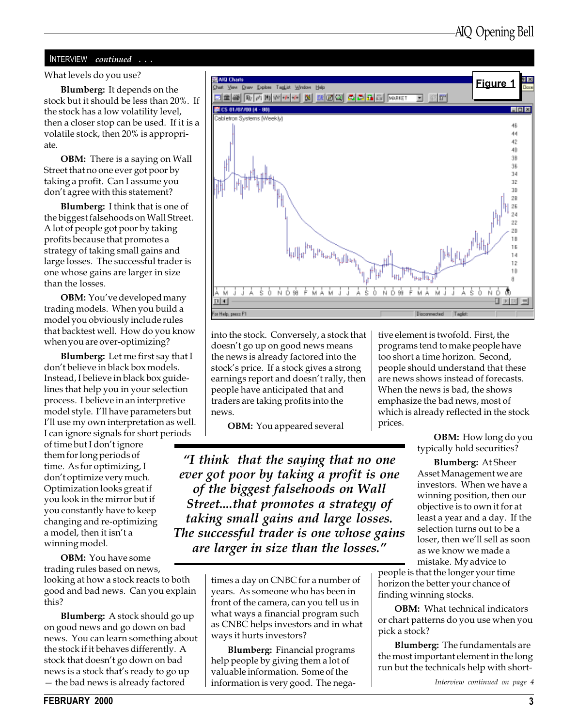INTERVIEW *continued . . .*

What levels do you use?

**Blumberg:** It depends on the stock but it should be less than 20%. If the stock has a low volatility level, then a closer stop can be used. If it is a volatile stock, then 20% is appropriate.

**OBM:** There is a saying on Wall Street that no one ever got poor by taking a profit. Can I assume you don't agree with this statement?

**Blumberg:** I think that is one of the biggest falsehoods on Wall Street. A lot of people got poor by taking profits because that promotes a strategy of taking small gains and large losses. The successful trader is one whose gains are larger in size than the losses.

**OBM:** You've developed many trading models. When you build a model you obviously include rules that backtest well. How do you know when you are over-optimizing?

**Blumberg:** Let me first say that I don't believe in black box models. Instead, I believe in black box guidelines that help you in your selection process. I believe in an interpretive model style. I'll have parameters but I'll use my own interpretation as well. I can ignore signals for short periods of time but I don't ignore them for long periods of time. As for optimizing, I don't optimize very much. Optimization looks great if you look in the mirror but if you constantly have to keep changing and re-optimizing a model, then it isn't a winning model.

**OBM:** You have some trading rules based on news, looking at how a stock reacts to both good and bad news. Can you explain this?

**Blumberg:** A stock should go up on good news and go down on bad news. You can learn something about the stock if it behaves differently. A stock that doesn't go down on bad news is a stock that's ready to go up — the bad news is already factored into the stock. Conversely, a stock that doesn't go up on good news means the news is already factored into the stock's price. If a stock gives a strong earnings report and doesn't rally, then people have anticipated that and traders are taking profits into the news.

**Figure 1**

AIQ Charts

CS 01/07/00 (4 - 88)

Cabletron Systems (Weekly)

46 44 42 40 38 36 34 32 30 28 26 24 22 20 18 16 14 12 10 8

A M J J A S O N D 98 F M A M J J A S O N D 99 F M A M J J A S O N D 00

*"I think that the saying that no one ever got poor by taking a profit is one of the biggest falsehoods on Wall Street....that promotes a strategy of taking small gains and large losses. The successful trader is one whose gains are larger in size than the losses."*

**OBM:** You appeared several times a day on CNBC for a number of years. As someone who has been in front of the camera, can you tell us in what ways a financial program such as CNBC helps investors and in what ways it hurts investors?

**Blumberg:** Financial programs help people by giving them a lot of valuable information. Some of the information is very good. The negative element is twofold. First, the programs tend to make people have too short a time horizon. Second, people should understand that these are news shows instead of forecasts. When the news is bad, the shows emphasize the bad news, most of which is already reflected in the stock prices.

**OBM:** How long do you typically hold securities?

**Blumberg:** At Sheer Asset Management we are investors. When we have a winning position, then our objective is to own it for at least a year and a day. If the selection turns out to be a loser, then we'll sell as soon as we know we made a mistake. My advice to people is that the longer your time horizon the better your chance of finding winning stocks.

**OBM:** What technical indicators or chart patterns do you use when you pick a stock?

**Blumberg:** The fundamentals are the most important element in the long run but the technicals help with short-

*Interview continued on page 4*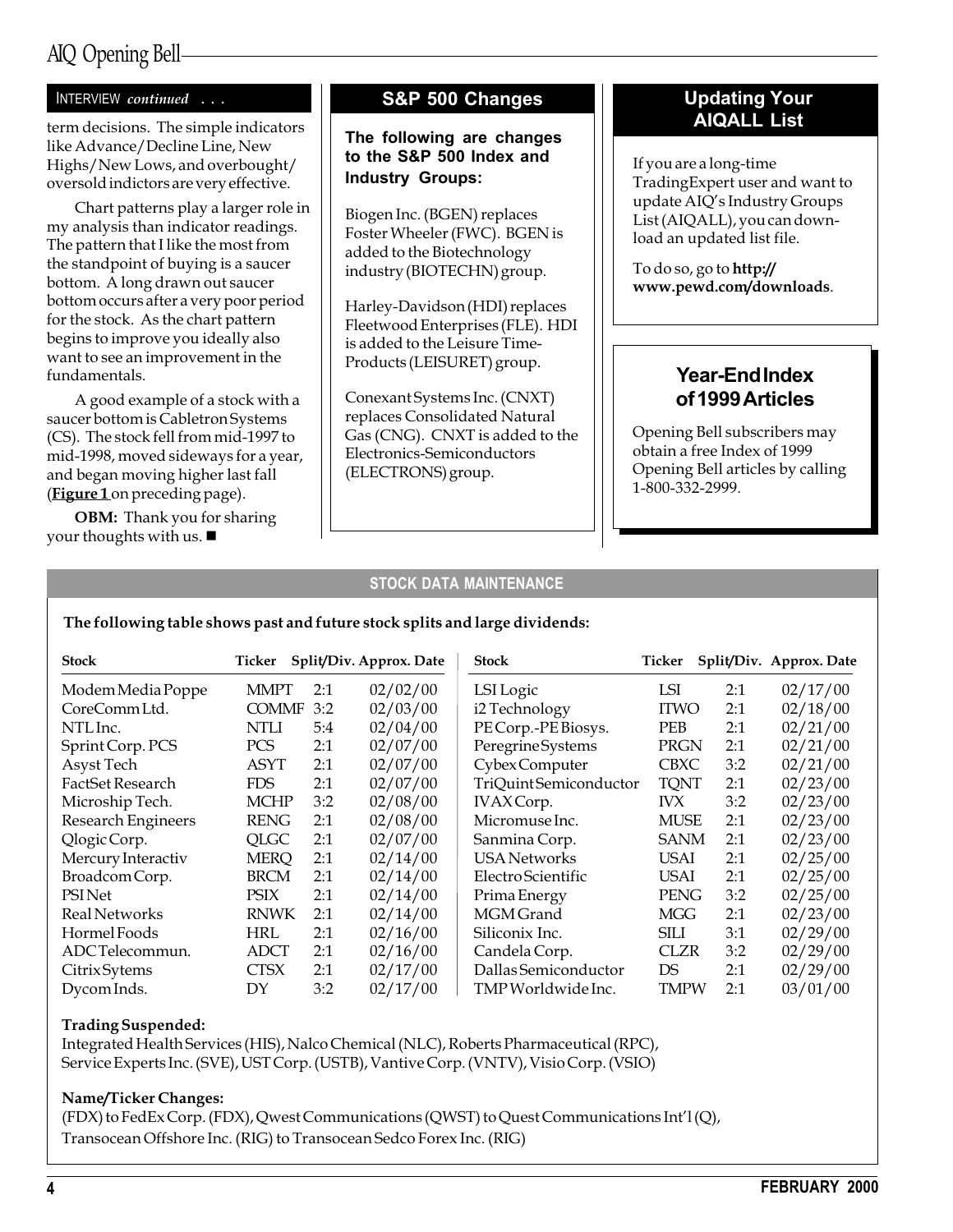INTERVIEW *continued* . . .

term decisions. The simple indicators like Advance/Decline Line, New Highs/New Lows, and overbought/oversold indictors are very effective.

Chart patterns play a larger role in my analysis than indicator readings. The pattern that I like the most from the standpoint of buying is a saucer bottom. A long drawn out saucer bottom occurs after a very poor period for the stock. As the chart pattern begins to improve you ideally also want to see an improvement in the fundamentals.

A good example of a stock with a saucer bottom is Cabletron Systems (CS). The stock fell from mid-1997 to mid-1998, moved sideways for a year, and began moving higher last fall (**Figure 1** on preceding page).

**OBM:** Thank you for sharing your thoughts with us. ■

## S&P 500 Changes

**The following are changes to the S&P 500 Index and Industry Groups:**

Biogen Inc. (BGEN) replaces Foster Wheeler (FWC). BGEN is added to the Biotechnology industry (BIOTECHN) group.

Harley-Davidson (HDI) replaces Fleetwood Enterprises (FLE). HDI is added to the Leisure Time-Products (LEISURET) group.

Conexant Systems Inc. (CNXT) replaces Consolidated Natural Gas (CNG). CNXT is added to the Electronics-Semiconductors (ELECTRONS) group.

## Updating Your AIQALL List

If you are a long-time TradingExpert user and want to update AIQ's Industry Groups List (AIQALL), you can download an updated list file.

To do so, go to **http://www.pewd.com/downloads**.

## Year-End Index of 1999 Articles

Opening Bell subscribers may obtain a free Index of 1999 Opening Bell articles by calling 1-800-332-2999.

## STOCK DATA MAINTENANCE

**The following table shows past and future stock splits and large dividends:**

| Stock | Ticker | Split/Div. | Approx. Date |
|---|---|---|---|
| Modem Media Poppe | MMPT | 2:1 | 02/02/00 |
| CoreComm Ltd. | COMMF | 3:2 | 02/03/00 |
| NTL Inc. | NTLI | 5:4 | 02/04/00 |
| Sprint Corp. PCS | PCS | 2:1 | 02/07/00 |
| Asyst Tech | ASYT | 2:1 | 02/07/00 |
| FactSet Research | FDS | 2:1 | 02/07/00 |
| Microship Tech. | MCHP | 3:2 | 02/08/00 |
| Research Engineers | RENG | 2:1 | 02/08/00 |
| Qlogic Corp. | QLGC | 2:1 | 02/07/00 |
| Mercury Interactiv | MERQ | 2:1 | 02/14/00 |
| Broadcom Corp. | BRCM | 2:1 | 02/14/00 |
| PSI Net | PSIX | 2:1 | 02/14/00 |
| Real Networks | RNWK | 2:1 | 02/14/00 |
| Hormel Foods | HRL | 2:1 | 02/16/00 |
| ADC Telecommun. | ADCT | 2:1 | 02/16/00 |
| Citrix Sytems | CTSX | 2:1 | 02/17/00 |
| Dycom Inds. | DY | 3:2 | 02/17/00 |
| LSI Logic | LSI | 2:1 | 02/17/00 |
| i2 Technology | ITWO | 2:1 | 02/18/00 |
| PE Corp.-PE Biosys. | PEB | 2:1 | 02/21/00 |
| Peregrine Systems | PRGN | 2:1 | 02/21/00 |
| Cybex Computer | CBXC | 3:2 | 02/21/00 |
| TriQuint Semiconductor | TQNT | 2:1 | 02/23/00 |
| IVAX Corp. | IVX | 3:2 | 02/23/00 |
| Micromuse Inc. | MUSE | 2:1 | 02/23/00 |
| Sanmina Corp. | SANM | 2:1 | 02/23/00 |
| USA Networks | USAI | 2:1 | 02/25/00 |
| Electro Scientific | USAI | 2:1 | 02/25/00 |
| Prima Energy | PENG | 3:2 | 02/25/00 |
| MGM Grand | MGG | 2:1 | 02/23/00 |
| Siliconix Inc. | SILI | 3:1 | 02/29/00 |
| Candela Corp. | CLZR | 3:2 | 02/29/00 |
| Dallas Semiconductor | DS | 2:1 | 02/29/00 |
| TMP Worldwide Inc. | TMPW | 2:1 | 03/01/00 |

**Trading Suspended:**
Integrated Health Services (HIS), Nalco Chemical (NLC), Roberts Pharmaceutical (RPC), Service Experts Inc. (SVE), UST Corp. (USTB), Vantive Corp. (VNTV), Visio Corp. (VSIO)

**Name/Ticker Changes:**
(FDX) to FedEx Corp. (FDX), Qwest Communications (QWST) to Quest Communications Int'l (Q), Transocean Offshore Inc. (RIG) to Transocean Sedco Forex Inc. (RIG)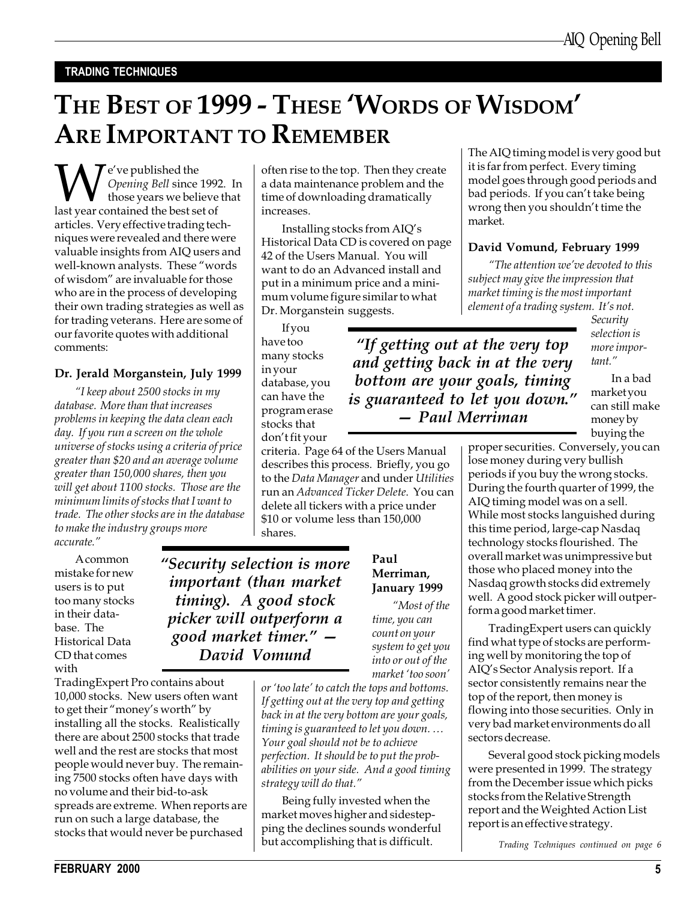**TRADING TECHNIQUES**

# THE BEST OF 1999 - THESE 'WORDS OF WISDOM' ARE IMPORTANT TO REMEMBER

We've published the *Opening Bell* since 1992. In those years we believe that last year contained the best set of articles. Very effective trading techniques were revealed and there were valuable insights from AIQ users and well-known analysts. These "words of wisdom" are invaluable for those who are in the process of developing their own trading strategies as well as for trading veterans. Here are some of our favorite quotes with additional comments:

**Dr. Jerald Morganstein, July 1999**

*"I keep about 2500 stocks in my database. More than that increases problems in keeping the data clean each day. If you run a screen on the whole universe of stocks using a criteria of price greater than $20 and an average volume greater than 150,000 shares, then you will get about 1100 stocks. Those are the minimum limits of stocks that I want to trade. The other stocks are in the database to make the industry groups more accurate."*

A common mistake for new users is to put too many stocks in their database. The Historical Data CD that comes with TradingExpert Pro contains about 10,000 stocks. New users often want to get their "money's worth" by installing all the stocks. Realistically there are about 2500 stocks that trade well and the rest are stocks that most people would never buy. The remaining 7500 stocks often have days with no volume and their bid-to-ask spreads are extreme. When reports are run on such a large database, the stocks that would never be purchased often rise to the top. Then they create a data maintenance problem and the time of downloading dramatically increases.

Installing stocks from AIQ's Historical Data CD is covered on page 42 of the Users Manual. You will want to do an Advanced install and put in a minimum price and a minimum volume figure similar to what Dr. Morganstein suggests.

If you have too many stocks in your database, you can have the program erase stocks that don't fit your criteria. Page 64 of the Users Manual describes this process. Briefly, you go to the *Data Manager* and under *Utilities* run an *Advanced Ticker Delete*. You can delete all tickers with a price under $10 or volume less than 150,000 shares.

> ***"Security selection is more important (than market timing). A good stock picker will outperform a good market timer." — David Vomund***

**Paul Merriman, January 1999**

*"Most of the time, you can count on your system to get you into or out of the market 'too soon' or 'too late' to catch the tops and bottoms. If getting out at the very top and getting back in at the very bottom are your goals, timing is guaranteed to let you down. … Your goal should not be to achieve perfection. It should be to put the probabilities on your side. And a good timing strategy will do that."*

Being fully invested when the market moves higher and sidestepping the declines sounds wonderful but accomplishing that is difficult. The AIQ timing model is very good but it is far from perfect. Every timing model goes through good periods and bad periods. If you can't take being wrong then you shouldn't time the market.

> ***"If getting out at the very top and getting back in at the very bottom are your goals, timing is guaranteed to let you down." — Paul Merriman***

**David Vomund, February 1999**

*"The attention we've devoted to this subject may give the impression that market timing is the most important element of a trading system. It's not. Security selection is more important."*

In a bad market you can still make money by buying the proper securities. Conversely, you can lose money during very bullish periods if you buy the wrong stocks. During the fourth quarter of 1999, the AIQ timing model was on a sell. While most stocks languished during this time period, large-cap Nasdaq technology stocks flourished. The overall market was unimpressive but those who placed money into the Nasdaq growth stocks did extremely well. A good stock picker will outperform a good market timer.

TradingExpert users can quickly find what type of stocks are performing well by monitoring the top of AIQ's Sector Analysis report. If a sector consistently remains near the top of the report, then money is flowing into those securities. Only in very bad market environments do all sectors decrease.

Several good stock picking models were presented in 1999. The strategy from the December issue which picks stocks from the Relative Strength report and the Weighted Action List report is an effective strategy.

*Trading Tcehniques continued on page 6*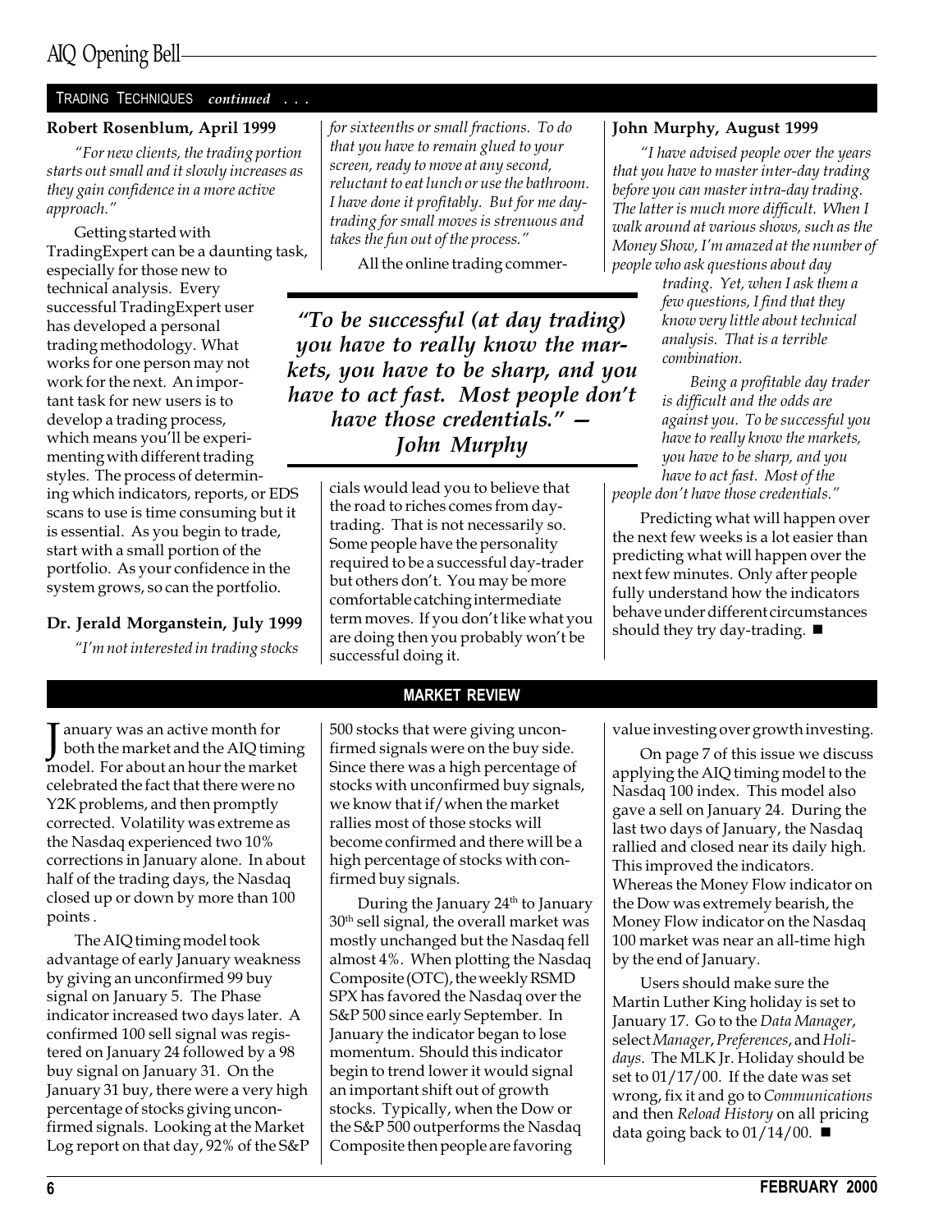TRADING TECHNIQUES *continued . . .*

**Robert Rosenblum, April 1999**

*"For new clients, the trading portion starts out small and it slowly increases as they gain confidence in a more active approach."*

Getting started with TradingExpert can be a daunting task, especially for those new to technical analysis. Every successful TradingExpert user has developed a personal trading methodology. What works for one person may not work for the next. An important task for new users is to develop a trading process, which means you'll be experimenting with different trading styles. The process of determining which indicators, reports, or EDS scans to use is time consuming but it is essential. As you begin to trade, start with a small portion of the portfolio. As your confidence in the system grows, so can the portfolio.

**Dr. Jerald Morganstein, July 1999**

*"I'm not interested in trading stocks for sixteenths or small fractions. To do that you have to remain glued to your screen, ready to move at any second, reluctant to eat lunch or use the bathroom. I have done it profitably. But for me day-trading for small moves is strenuous and takes the fun out of the process."*

All the online trading commercials would lead you to believe that the road to riches comes from day-trading. That is not necessarily so. Some people have the personality required to be a successful day-trader but others don't. You may be more comfortable catching intermediate term moves. If you don't like what you are doing then you probably won't be successful doing it.

> ***"To be successful (at day trading) you have to really know the markets, you have to be sharp, and you have to act fast. Most people don't have those credentials." — John Murphy***

**John Murphy, August 1999**

*"I have advised people over the years that you have to master inter-day trading before you can master intra-day trading. The latter is much more difficult. When I walk around at various shows, such as the Money Show, I'm amazed at the number of people who ask questions about day trading. Yet, when I ask them a few questions, I find that they know very little about technical analysis. That is a terrible combination.*

*Being a profitable day trader is difficult and the odds are against you. To be successful you have to really know the markets, you have to be sharp, and you have to act fast. Most of the people don't have those credentials."*

Predicting what will happen over the next few weeks is a lot easier than predicting what will happen over the next few minutes. Only after people fully understand how the indicators behave under different circumstances should they try day-trading. ■

## MARKET REVIEW

January was an active month for both the market and the AIQ timing model. For about an hour the market celebrated the fact that there were no Y2K problems, and then promptly corrected. Volatility was extreme as the Nasdaq experienced two 10% corrections in January alone. In about half of the trading days, the Nasdaq closed up or down by more than 100 points .

The AIQ timing model took advantage of early January weakness by giving an unconfirmed 99 buy signal on January 5. The Phase indicator increased two days later. A confirmed 100 sell signal was registered on January 24 followed by a 98 buy signal on January 31. On the January 31 buy, there were a very high percentage of stocks giving unconfirmed signals. Looking at the Market Log report on that day, 92% of the S&P 500 stocks that were giving unconfirmed signals were on the buy side. Since there was a high percentage of stocks with unconfirmed buy signals, we know that if/when the market rallies most of those stocks will become confirmed and there will be a high percentage of stocks with confirmed buy signals.

During the January 24th to January 30th sell signal, the overall market was mostly unchanged but the Nasdaq fell almost 4%. When plotting the Nasdaq Composite (OTC), the weekly RSMD SPX has favored the Nasdaq over the S&P 500 since early September. In January the indicator began to lose momentum. Should this indicator begin to trend lower it would signal an important shift out of growth stocks. Typically, when the Dow or the S&P 500 outperforms the Nasdaq Composite then people are favoring value investing over growth investing.

On page 7 of this issue we discuss applying the AIQ timing model to the Nasdaq 100 index. This model also gave a sell on January 24. During the last two days of January, the Nasdaq rallied and closed near its daily high. This improved the indicators. Whereas the Money Flow indicator on the Dow was extremely bearish, the Money Flow indicator on the Nasdaq 100 market was near an all-time high by the end of January.

Users should make sure the Martin Luther King holiday is set to January 17. Go to the *Data Manager*, select *Manager*, *Preferences*, and *Holidays*. The MLK Jr. Holiday should be set to 01/17/00. If the date was set wrong, fix it and go to *Communications* and then *Reload History* on all pricing data going back to 01/14/00. ■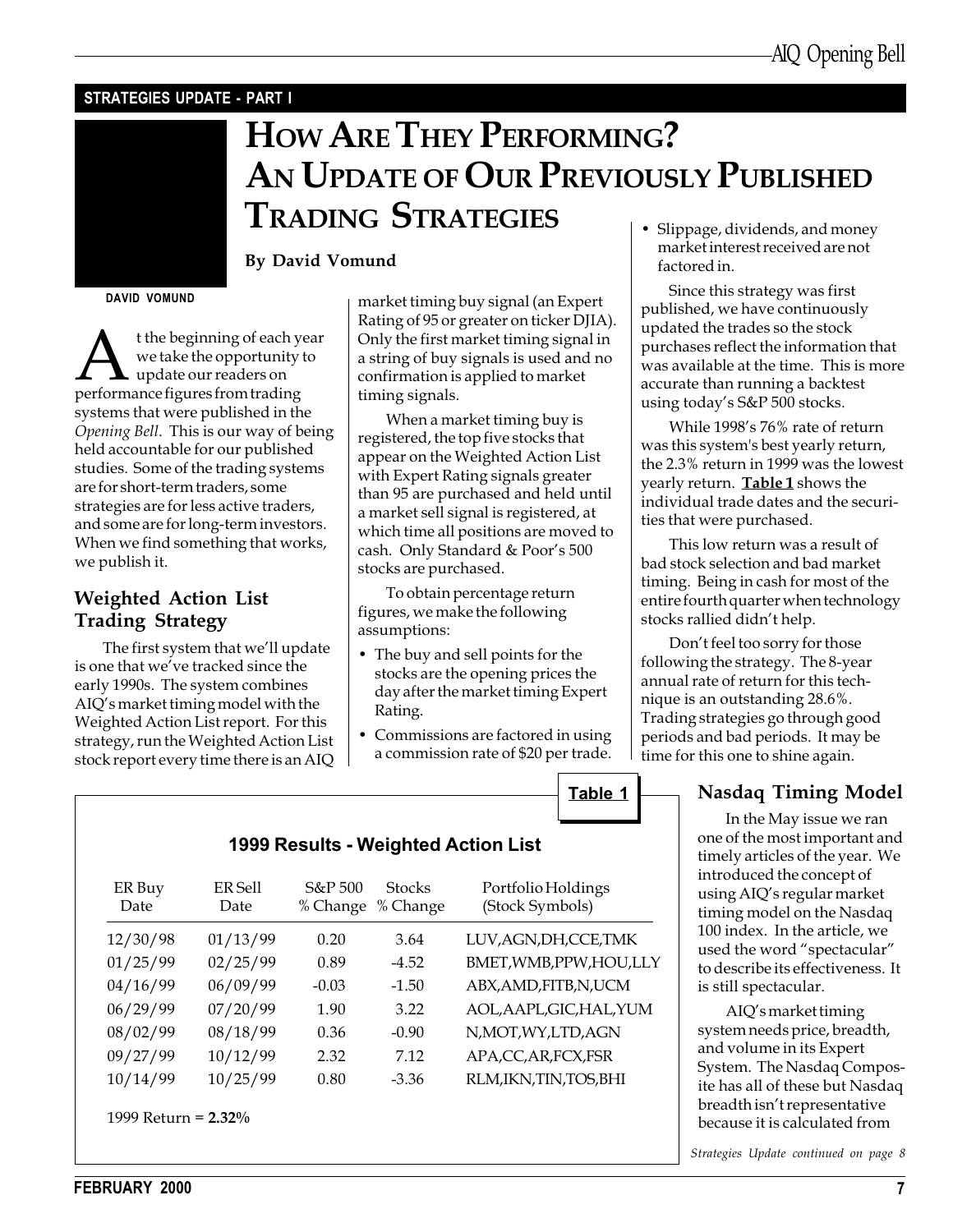STRATEGIES UPDATE - PART I

# HOW ARE THEY PERFORMING? AN UPDATE OF OUR PREVIOUSLY PUBLISHED TRADING STRATEGIES

**By David Vomund**

DAVID VOMUND

At the beginning of each year we take the opportunity to update our readers on performance figures from trading systems that were published in the *Opening Bell*. This is our way of being held accountable for our published studies. Some of the trading systems are for short-term traders, some strategies are for less active traders, and some are for long-term investors. When we find something that works, we publish it.

## Weighted Action List Trading Strategy

The first system that we'll update is one that we've tracked since the early 1990s. The system combines AIQ's market timing model with the Weighted Action List report. For this strategy, run the Weighted Action List stock report every time there is an AIQ market timing buy signal (an Expert Rating of 95 or greater on ticker DJIA). Only the first market timing signal in a string of buy signals is used and no confirmation is applied to market timing signals.

When a market timing buy is registered, the top five stocks that appear on the Weighted Action List with Expert Rating signals greater than 95 are purchased and held until a market sell signal is registered, at which time all positions are moved to cash. Only Standard & Poor's 500 stocks are purchased.

To obtain percentage return figures, we make the following assumptions:

- The buy and sell points for the stocks are the opening prices the day after the market timing Expert Rating.
- Commissions are factored in using a commission rate of $20 per trade.
- Slippage, dividends, and money market interest received are not factored in.

Since this strategy was first published, we have continuously updated the trades so the stock purchases reflect the information that was available at the time. This is more accurate than running a backtest using today's S&P 500 stocks.

While 1998's 76% rate of return was this system's best yearly return, the 2.3% return in 1999 was the lowest yearly return. **Table 1** shows the individual trade dates and the securities that were purchased.

This low return was a result of bad stock selection and bad market timing. Being in cash for most of the entire fourth quarter when technology stocks rallied didn't help.

Don't feel too sorry for those following the strategy. The 8-year annual rate of return for this technique is an outstanding 28.6%. Trading strategies go through good periods and bad periods. It may be time for this one to shine again.

**Table 1**

**1999 Results - Weighted Action List**

| ER Buy Date | ER Sell Date | S&P 500 % Change | Stocks % Change | Portfolio Holdings (Stock Symbols) |
|---|---|---|---|---|
| 12/30/98 | 01/13/99 | 0.20 | 3.64 | LUV,AGN,DH,CCE,TMK |
| 01/25/99 | 02/25/99 | 0.89 | -4.52 | BMET,WMB,PPW,HOU,LLY |
| 04/16/99 | 06/09/99 | -0.03 | -1.50 | ABX,AMD,FITB,N,UCM |
| 06/29/99 | 07/20/99 | 1.90 | 3.22 | AOL,AAPL,GIC,HAL,YUM |
| 08/02/99 | 08/18/99 | 0.36 | -0.90 | N,MOT,WY,LTD,AGN |
| 09/27/99 | 10/12/99 | 2.32 | 7.12 | APA,CC,AR,FCX,FSR |
| 10/14/99 | 10/25/99 | 0.80 | -3.36 | RLM,IKN,TIN,TOS,BHI |

1999 Return = **2.32%**

## Nasdaq Timing Model

In the May issue we ran one of the most important and timely articles of the year. We introduced the concept of using AIQ's regular market timing model on the Nasdaq 100 index. In the article, we used the word "spectacular" to describe its effectiveness. It is still spectacular.

AIQ's market timing system needs price, breadth, and volume in its Expert System. The Nasdaq Composite has all of these but Nasdaq breadth isn't representative because it is calculated from

*Strategies Update continued on page 8*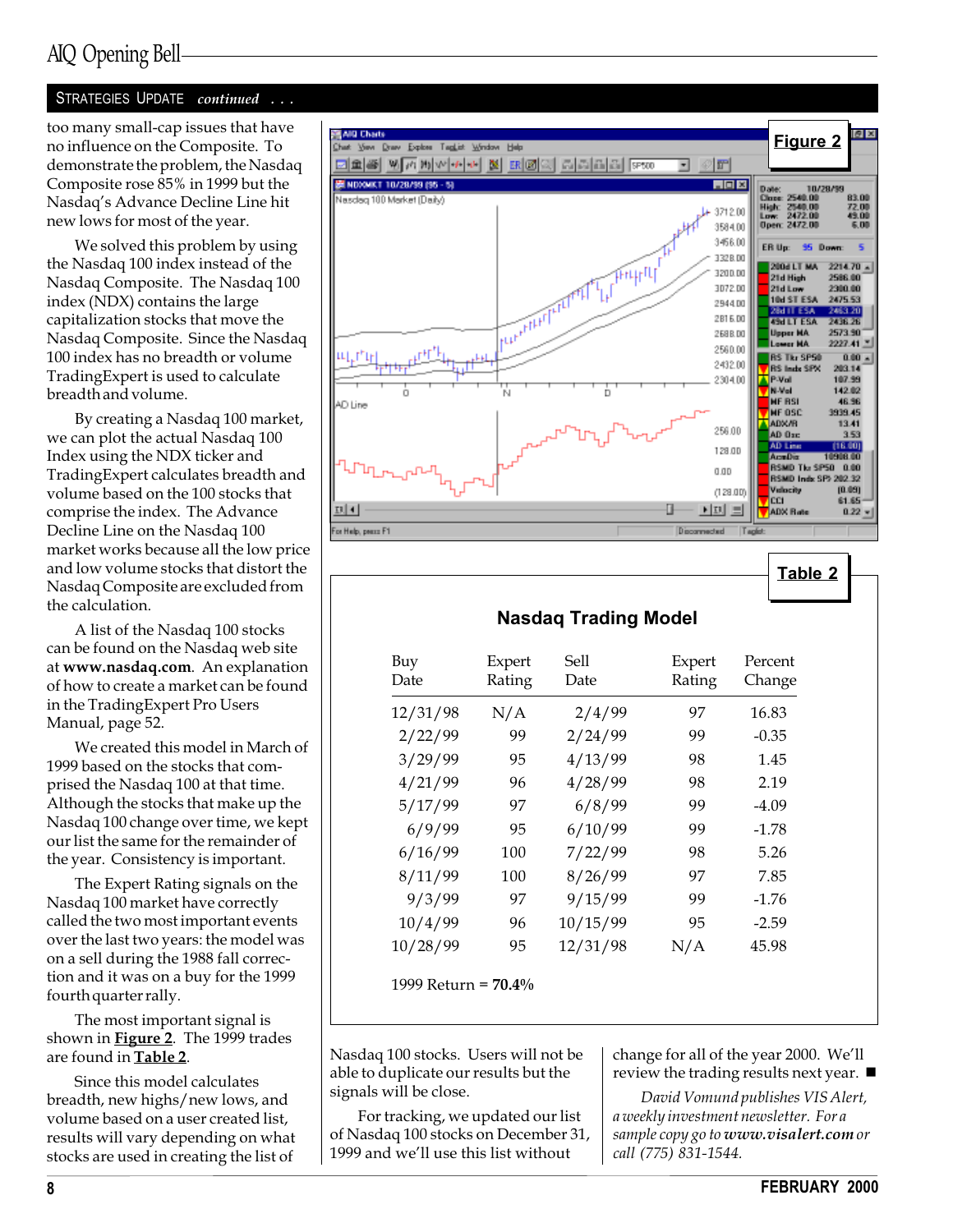## STRATEGIES UPDATE *continued . . .*

too many small-cap issues that have no influence on the Composite. To demonstrate the problem, the Nasdaq Composite rose 85% in 1999 but the Nasdaq's Advance Decline Line hit new lows for most of the year.

We solved this problem by using the Nasdaq 100 index instead of the Nasdaq Composite. The Nasdaq 100 index (NDX) contains the large capitalization stocks that move the Nasdaq Composite. Since the Nasdaq 100 index has no breadth or volume TradingExpert is used to calculate breadth and volume.

By creating a Nasdaq 100 market, we can plot the actual Nasdaq 100 Index using the NDX ticker and TradingExpert calculates breadth and volume based on the 100 stocks that comprise the index. The Advance Decline Line on the Nasdaq 100 market works because all the low price and low volume stocks that distort the Nasdaq Composite are excluded from the calculation.

A list of the Nasdaq 100 stocks can be found on the Nasdaq web site at **www.nasdaq.com**. An explanation of how to create a market can be found in the TradingExpert Pro Users Manual, page 52.

We created this model in March of 1999 based on the stocks that comprised the Nasdaq 100 at that time. Although the stocks that make up the Nasdaq 100 change over time, we kept our list the same for the remainder of the year. Consistency is important.

The Expert Rating signals on the Nasdaq 100 market have correctly called the two most important events over the last two years: the model was on a sell during the 1988 fall correction and it was on a buy for the 1999 fourth quarter rally.

The most important signal is shown in **Figure 2**. The 1999 trades are found in **Table 2**.

Since this model calculates breadth, new highs/new lows, and volume based on a user created list, results will vary depending on what stocks are used in creating the list of Nasdaq 100 stocks. Users will not be able to duplicate our results but the signals will be close.

For tracking, we updated our list of Nasdaq 100 stocks on December 31, 1999 and we'll use this list without change for all of the year 2000. We'll review the trading results next year. ■

**Figure 2**

AIQ Charts
NDXMKT 10/28/99 (95 - 5)
Nasdaq 100 Market (Daily)
3712.00
3584.00
3456.00
3328.00
3200.00
3072.00
2944.00
2816.00
2688.00
2560.00
2432.00
2304.00
O N D
AD Line
256.00
128.00
0.00
(128.00)
Date: 10/28/99
Close: 2540.00 83.00
High: 2540.00 72.00
Low: 2472.00 49.00
Open: 2472.00 6.00
ER Up: 95 Down: 5
200d LT MA 2214.70
21d High 2586.00
21d Low 2300.00
10d ST ESA 2475.53
28d IT ESA 2463.20
45d LT ESA 2436.26
Upper MA 2573.90
Lower MA 2227.41
RS Tkr SP50 0.00
RS Indx SPX 203.14
P-Vol 107.99
N-Vol 142.02
MF RSI 46.96
MF OSC 3939.45
ADX/R 13.41
AD Osc 3.53
AD Line (16.00)
AccDis 10908.00
RSMD Tkr SP50 0.00
RSMD Indx SPX 202.32
Velocity (0.09)
CCI 61.65
ADX Rate 0.22

**Table 2**

### Nasdaq Trading Model

| Buy Date | Expert Rating | Sell Date | Expert Rating | Percent Change |
|---|---|---|---|---|
| 12/31/98 | N/A | 2/4/99 | 97 | 16.83 |
| 2/22/99 | 99 | 2/24/99 | 99 | -0.35 |
| 3/29/99 | 95 | 4/13/99 | 98 | 1.45 |
| 4/21/99 | 96 | 4/28/99 | 98 | 2.19 |
| 5/17/99 | 97 | 6/8/99 | 99 | -4.09 |
| 6/9/99 | 95 | 6/10/99 | 99 | -1.78 |
| 6/16/99 | 100 | 7/22/99 | 98 | 5.26 |
| 8/11/99 | 100 | 8/26/99 | 97 | 7.85 |
| 9/3/99 | 97 | 9/15/99 | 99 | -1.76 |
| 10/4/99 | 96 | 10/15/99 | 95 | -2.59 |
| 10/28/99 | 95 | 12/31/98 | N/A | 45.98 |

1999 Return = **70.4%**

*David Vomund publishes VIS Alert, a weekly investment newsletter. For a sample copy go to **www.visalert.com** or call (775) 831-1544.*